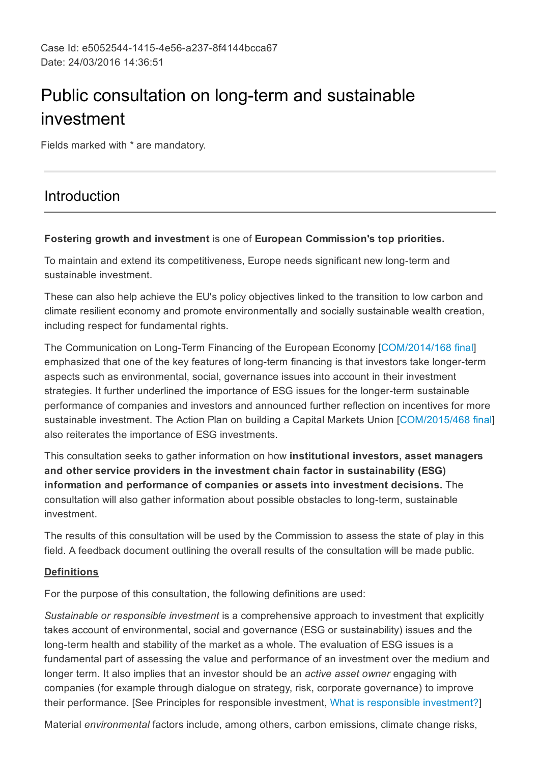Case Id: e5052544-1415-4e56-a237-8f4144bcca67
Date: 24/03/2016 14:36:51

# Public consultation on long-term and sustainable investment

Fields marked with * are mandatory.

## Introduction

**Fostering growth and investment** is one of **European Commission's top priorities.**

To maintain and extend its competitiveness, Europe needs significant new long-term and sustainable investment.

These can also help achieve the EU's policy objectives linked to the transition to low carbon and climate resilient economy and promote environmentally and socially sustainable wealth creation, including respect for fundamental rights.

The Communication on Long-Term Financing of the European Economy [COM/2014/168 final] emphasized that one of the key features of long-term financing is that investors take longer-term aspects such as environmental, social, governance issues into account in their investment strategies. It further underlined the importance of ESG issues for the longer-term sustainable performance of companies and investors and announced further reflection on incentives for more sustainable investment. The Action Plan on building a Capital Markets Union [COM/2015/468 final] also reiterates the importance of ESG investments.

This consultation seeks to gather information on how **institutional investors, asset managers and other service providers in the investment chain factor in sustainability (ESG) information and performance of companies or assets into investment decisions.** The consultation will also gather information about possible obstacles to long-term, sustainable investment.

The results of this consultation will be used by the Commission to assess the state of play in this field. A feedback document outlining the overall results of the consultation will be made public.

**Definitions**

For the purpose of this consultation, the following definitions are used:

*Sustainable or responsible investment* is a comprehensive approach to investment that explicitly takes account of environmental, social and governance (ESG or sustainability) issues and the long-term health and stability of the market as a whole. The evaluation of ESG issues is a fundamental part of assessing the value and performance of an investment over the medium and longer term. It also implies that an investor should be an *active asset owner* engaging with companies (for example through dialogue on strategy, risk, corporate governance) to improve their performance. [See Principles for responsible investment, What is responsible investment?]

Material *environmental* factors include, among others, carbon emissions, climate change risks,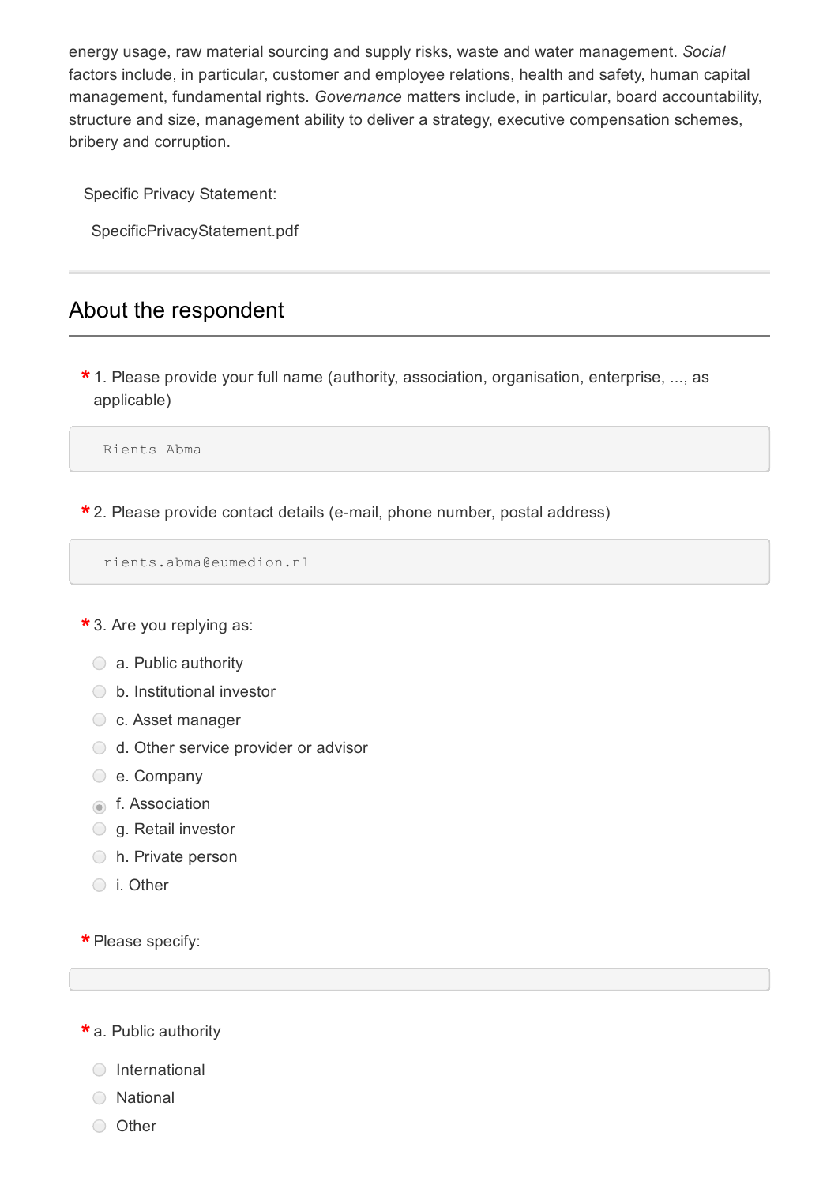energy usage, raw material sourcing and supply risks, waste and water management. *Social* factors include, in particular, customer and employee relations, health and safety, human capital management, fundamental rights. *Governance* matters include, in particular, board accountability, structure and size, management ability to deliver a strategy, executive compensation schemes, bribery and corruption.

Specific Privacy Statement:

SpecificPrivacyStatement.pdf

## About the respondent

* 1. Please provide your full name (authority, association, organisation, enterprise, ..., as applicable)

```
Rients Abma
```

* 2. Please provide contact details (e-mail, phone number, postal address)

```
rients.abma@eumedion.nl
```

* 3. Are you replying as:

- ○ a. Public authority
- ○ b. Institutional investor
- ○ c. Asset manager
- ○ d. Other service provider or advisor
- ○ e. Company
- ◉ f. Association
- ○ g. Retail investor
- ○ h. Private person
- ○ i. Other

* Please specify:

```

```

* a. Public authority

- ○ International
- ○ National
- ○ Other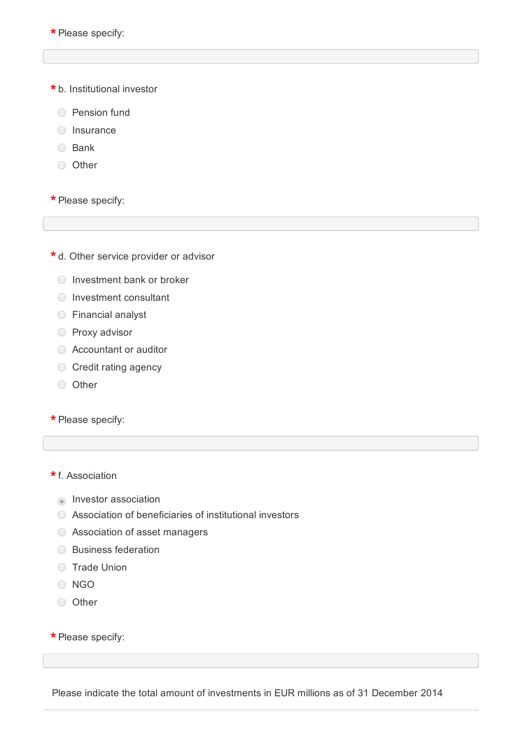\* Please specify:

\* b. Institutional investor

- ○ Pension fund
- ○ Insurance
- ○ Bank
- ○ Other

\* Please specify:

\* d. Other service provider or advisor

- ○ Investment bank or broker
- ○ Investment consultant
- ○ Financial analyst
- ○ Proxy advisor
- ○ Accountant or auditor
- ○ Credit rating agency
- ○ Other

\* Please specify:

\* f. Association

- ◉ Investor association
- ○ Association of beneficiaries of institutional investors
- ○ Association of asset managers
- ○ Business federation
- ○ Trade Union
- ○ NGO
- ○ Other

\* Please specify:

Please indicate the total amount of investments in EUR millions as of 31 December 2014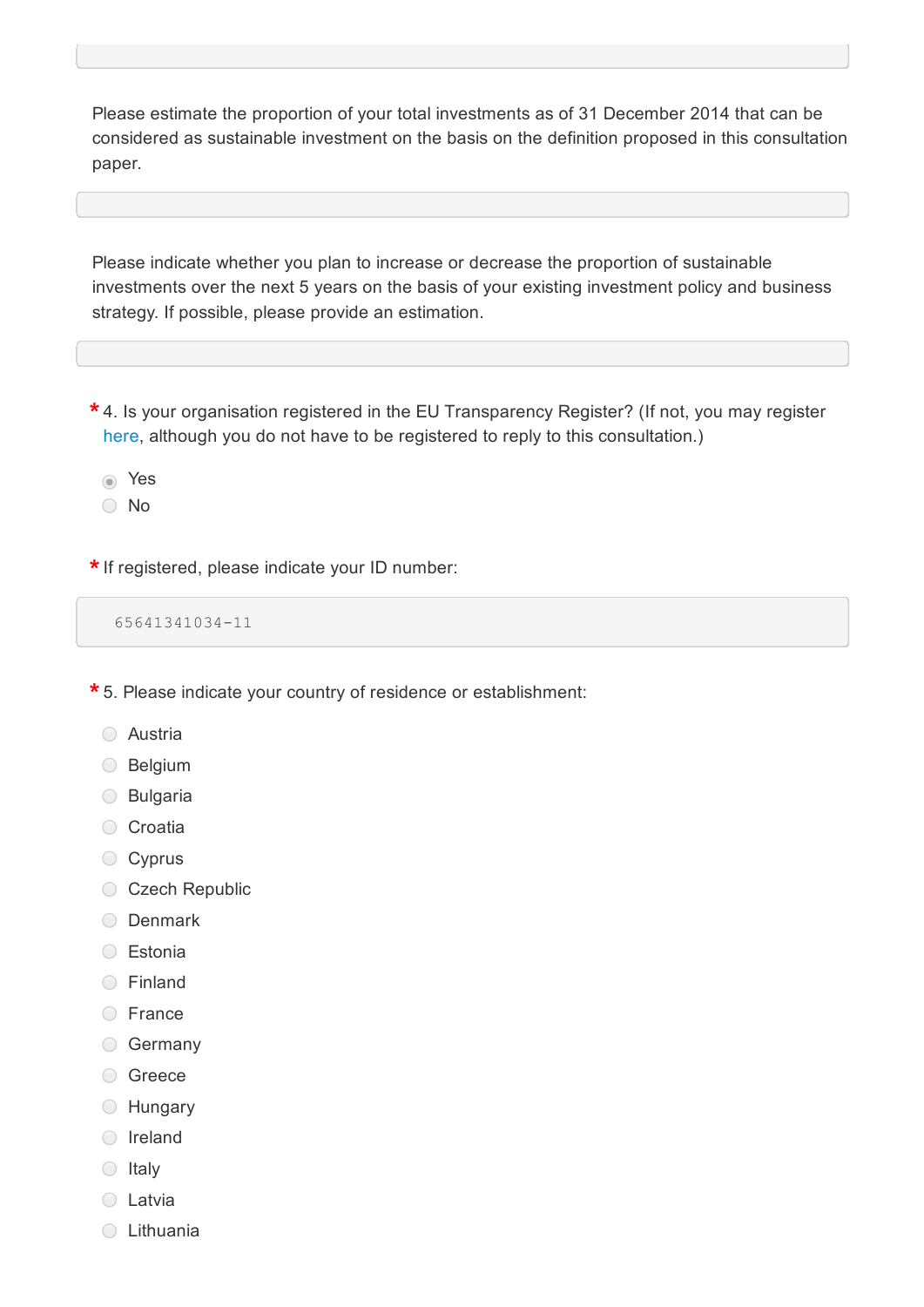Please estimate the proportion of your total investments as of 31 December 2014 that can be considered as sustainable investment on the basis on the definition proposed in this consultation paper.

Please indicate whether you plan to increase or decrease the proportion of sustainable investments over the next 5 years on the basis of your existing investment policy and business strategy. If possible, please provide an estimation.

* 4. Is your organisation registered in the EU Transparency Register? (If not, you may register here, although you do not have to be registered to reply to this consultation.)

- (x) Yes
- ( ) No

* If registered, please indicate your ID number:

65641341034-11

* 5. Please indicate your country of residence or establishment:

- ( ) Austria
- ( ) Belgium
- ( ) Bulgaria
- ( ) Croatia
- ( ) Cyprus
- ( ) Czech Republic
- ( ) Denmark
- ( ) Estonia
- ( ) Finland
- ( ) France
- ( ) Germany
- ( ) Greece
- ( ) Hungary
- ( ) Ireland
- ( ) Italy
- ( ) Latvia
- ( ) Lithuania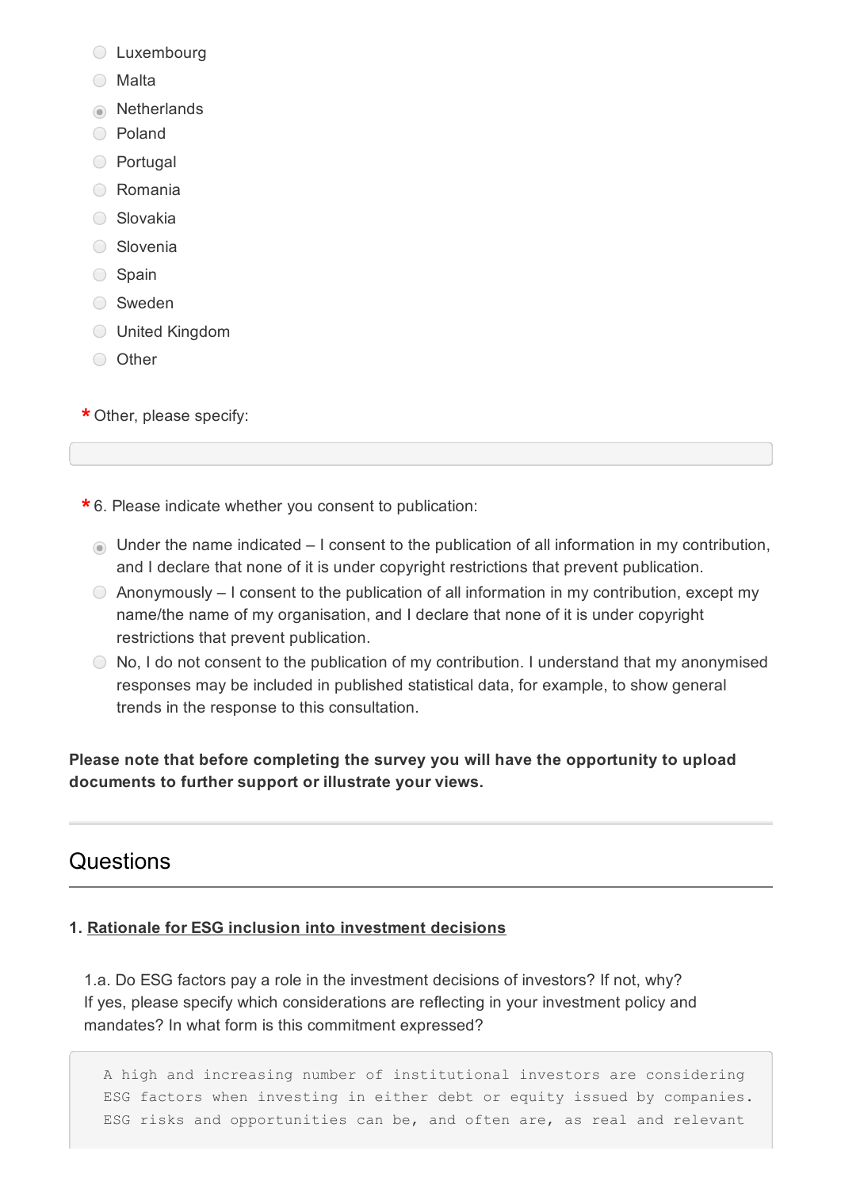- ( ) Luxembourg
- ( ) Malta
- (•) Netherlands
- ( ) Poland
- ( ) Portugal
- ( ) Romania
- ( ) Slovakia
- ( ) Slovenia
- ( ) Spain
- ( ) Sweden
- ( ) United Kingdom
- ( ) Other

\* Other, please specify:

\* 6. Please indicate whether you consent to publication:

- (•) Under the name indicated – I consent to the publication of all information in my contribution, and I declare that none of it is under copyright restrictions that prevent publication.
- ( ) Anonymously – I consent to the publication of all information in my contribution, except my name/the name of my organisation, and I declare that none of it is under copyright restrictions that prevent publication.
- ( ) No, I do not consent to the publication of my contribution. I understand that my anonymised responses may be included in published statistical data, for example, to show general trends in the response to this consultation.

**Please note that before completing the survey you will have the opportunity to upload documents to further support or illustrate your views.**

---

## Questions

**1. Rationale for ESG inclusion into investment decisions**

1.a. Do ESG factors pay a role in the investment decisions of investors? If not, why? If yes, please specify which considerations are reflecting in your investment policy and mandates? In what form is this commitment expressed?

```
A high and increasing number of institutional investors are considering
ESG factors when investing in either debt or equity issued by companies.
ESG risks and opportunities can be, and often are, as real and relevant
```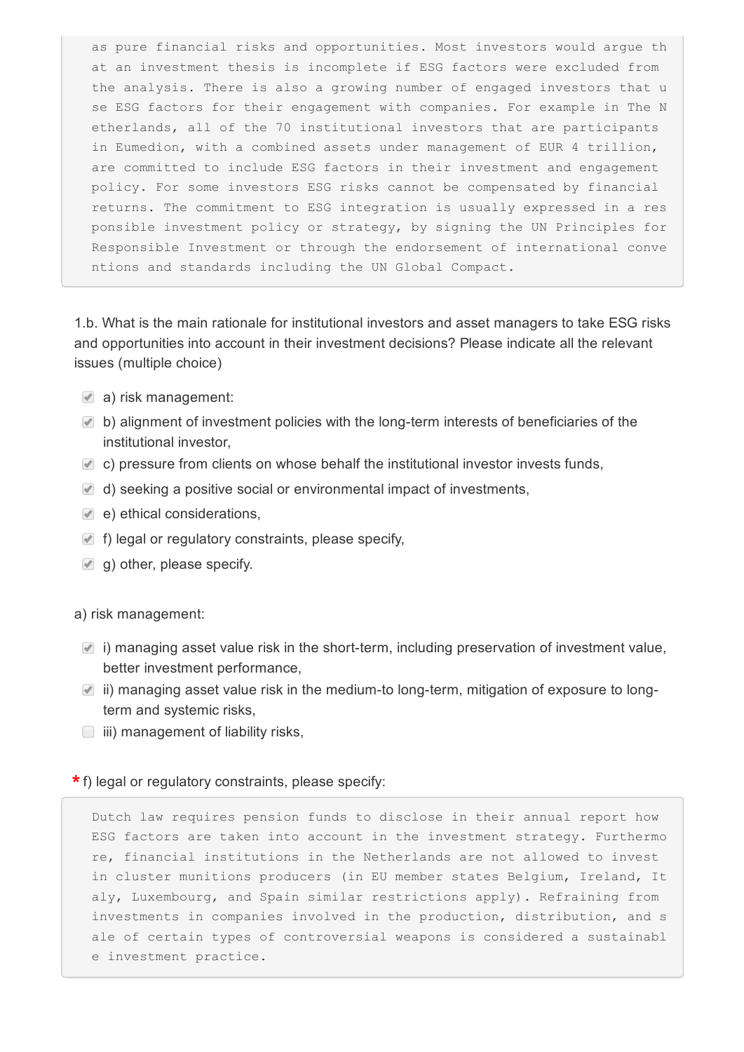as pure financial risks and opportunities. Most investors would argue that an investment thesis is incomplete if ESG factors were excluded from the analysis. There is also a growing number of engaged investors that use ESG factors for their engagement with companies. For example in The Netherlands, all of the 70 institutional investors that are participants in Eumedion, with a combined assets under management of EUR 4 trillion, are committed to include ESG factors in their investment and engagement policy. For some investors ESG risks cannot be compensated by financial returns. The commitment to ESG integration is usually expressed in a responsible investment policy or strategy, by signing the UN Principles for Responsible Investment or through the endorsement of international conventions and standards including the UN Global Compact.

1.b. What is the main rationale for institutional investors and asset managers to take ESG risks and opportunities into account in their investment decisions? Please indicate all the relevant issues (multiple choice)

- [x] a) risk management:
- [x] b) alignment of investment policies with the long-term interests of beneficiaries of the institutional investor,
- [x] c) pressure from clients on whose behalf the institutional investor invests funds,
- [x] d) seeking a positive social or environmental impact of investments,
- [x] e) ethical considerations,
- [x] f) legal or regulatory constraints, please specify,
- [x] g) other, please specify.

a) risk management:

- [x] i) managing asset value risk in the short-term, including preservation of investment value, better investment performance,
- [x] ii) managing asset value risk in the medium-to long-term, mitigation of exposure to long-term and systemic risks,
- [ ] iii) management of liability risks,

* f) legal or regulatory constraints, please specify:

Dutch law requires pension funds to disclose in their annual report how ESG factors are taken into account in the investment strategy. Furthermore, financial institutions in the Netherlands are not allowed to invest in cluster munitions producers (in EU member states Belgium, Ireland, Italy, Luxembourg, and Spain similar restrictions apply). Refraining from investments in companies involved in the production, distribution, and sale of certain types of controversial weapons is considered a sustainable investment practice.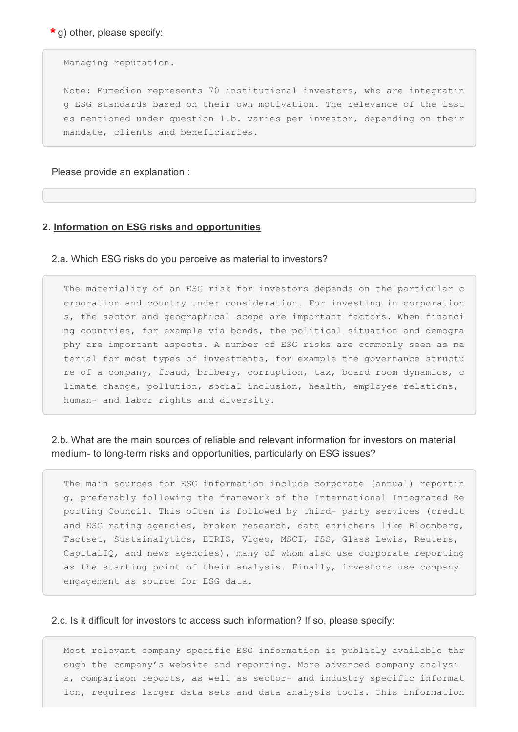**\*** g) other, please specify:

Managing reputation.

Note: Eumedion represents 70 institutional investors, who are integrating ESG standards based on their own motivation. The relevance of the issues mentioned under question 1.b. varies per investor, depending on their mandate, clients and beneficiaries.

Please provide an explanation :

## 2. Information on ESG risks and opportunities

2.a. Which ESG risks do you perceive as material to investors?

The materiality of an ESG risk for investors depends on the particular corporation and country under consideration. For investing in corporations, the sector and geographical scope are important factors. When financing countries, for example via bonds, the political situation and demography are important aspects. A number of ESG risks are commonly seen as material for most types of investments, for example the governance structure of a company, fraud, bribery, corruption, tax, board room dynamics, climate change, pollution, social inclusion, health, employee relations, human- and labor rights and diversity.

2.b. What are the main sources of reliable and relevant information for investors on material medium- to long-term risks and opportunities, particularly on ESG issues?

The main sources for ESG information include corporate (annual) reporting, preferably following the framework of the International Integrated Reporting Council. This often is followed by third- party services (credit and ESG rating agencies, broker research, data enrichers like Bloomberg, Factset, Sustainalytics, EIRIS, Vigeo, MSCI, ISS, Glass Lewis, Reuters, CapitalIQ, and news agencies), many of whom also use corporate reporting as the starting point of their analysis. Finally, investors use company engagement as source for ESG data.

2.c. Is it difficult for investors to access such information? If so, please specify:

Most relevant company specific ESG information is publicly available through the company's website and reporting. More advanced company analysis, comparison reports, as well as sector- and industry specific information, requires larger data sets and data analysis tools. This information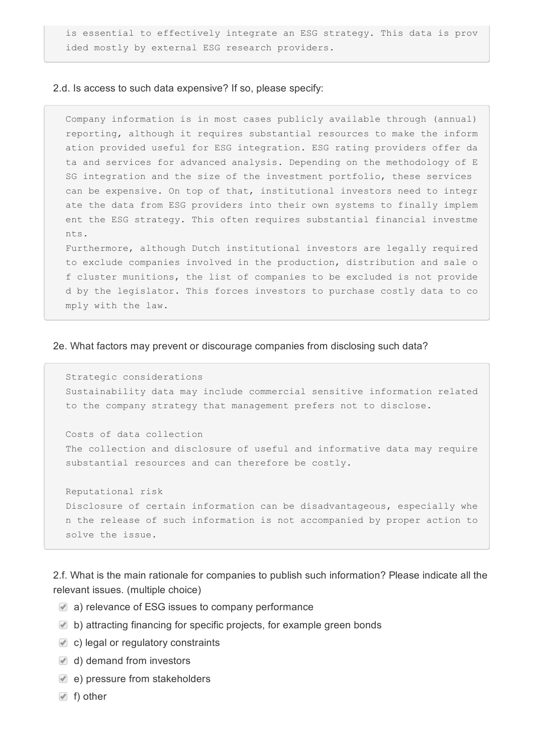is essential to effectively integrate an ESG strategy. This data is provided mostly by external ESG research providers.

2.d. Is access to such data expensive? If so, please specify:

Company information is in most cases publicly available through (annual) reporting, although it requires substantial resources to make the information provided useful for ESG integration. ESG rating providers offer data and services for advanced analysis. Depending on the methodology of ESG integration and the size of the investment portfolio, these services can be expensive. On top of that, institutional investors need to integrate the data from ESG providers into their own systems to finally implement the ESG strategy. This often requires substantial financial investments.
Furthermore, although Dutch institutional investors are legally required to exclude companies involved in the production, distribution and sale of cluster munitions, the list of companies to be excluded is not provided by the legislator. This forces investors to purchase costly data to comply with the law.

2e. What factors may prevent or discourage companies from disclosing such data?

Strategic considerations
Sustainability data may include commercial sensitive information related to the company strategy that management prefers not to disclose.

Costs of data collection
The collection and disclosure of useful and informative data may require substantial resources and can therefore be costly.

Reputational risk
Disclosure of certain information can be disadvantageous, especially when the release of such information is not accompanied by proper action to solve the issue.

2.f. What is the main rationale for companies to publish such information? Please indicate all the relevant issues. (multiple choice)

- [x] a) relevance of ESG issues to company performance
- [x] b) attracting financing for specific projects, for example green bonds
- [x] c) legal or regulatory constraints
- [x] d) demand from investors
- [x] e) pressure from stakeholders
- [x] f) other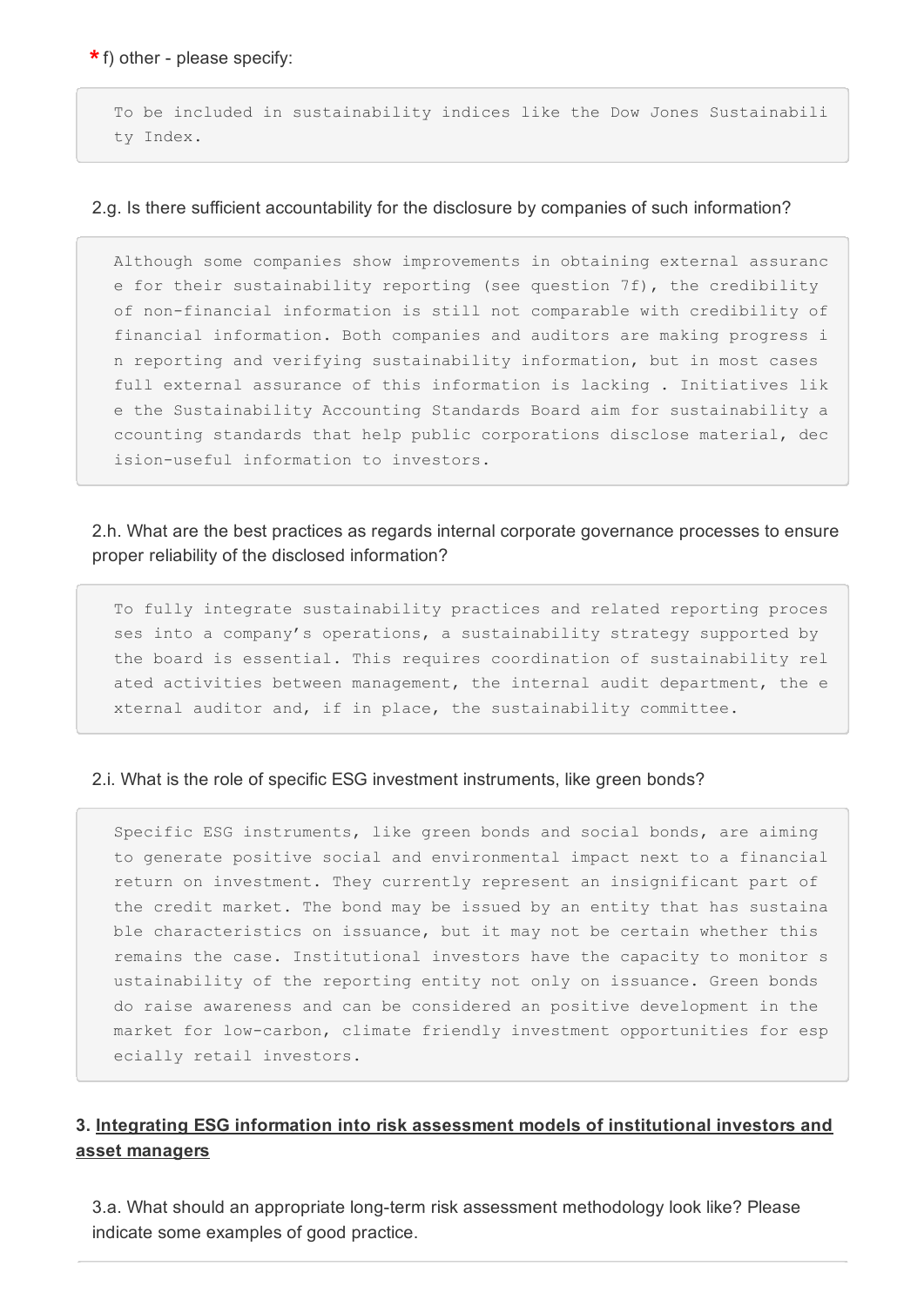* f) other - please specify:

To be included in sustainability indices like the Dow Jones Sustainability Index.

2.g. Is there sufficient accountability for the disclosure by companies of such information?

Although some companies show improvements in obtaining external assurance for their sustainability reporting (see question 7f), the credibility of non-financial information is still not comparable with credibility of financial information. Both companies and auditors are making progress in reporting and verifying sustainability information, but in most cases full external assurance of this information is lacking . Initiatives like the Sustainability Accounting Standards Board aim for sustainability accounting standards that help public corporations disclose material, decision-useful information to investors.

2.h. What are the best practices as regards internal corporate governance processes to ensure proper reliability of the disclosed information?

To fully integrate sustainability practices and related reporting processes into a company's operations, a sustainability strategy supported by the board is essential. This requires coordination of sustainability related activities between management, the internal audit department, the external auditor and, if in place, the sustainability committee.

2.i. What is the role of specific ESG investment instruments, like green bonds?

Specific ESG instruments, like green bonds and social bonds, are aiming to generate positive social and environmental impact next to a financial return on investment. They currently represent an insignificant part of the credit market. The bond may be issued by an entity that has sustainable characteristics on issuance, but it may not be certain whether this remains the case. Institutional investors have the capacity to monitor sustainability of the reporting entity not only on issuance. Green bonds do raise awareness and can be considered an positive development in the market for low-carbon, climate friendly investment opportunities for especially retail investors.

## 3. Integrating ESG information into risk assessment models of institutional investors and asset managers

3.a. What should an appropriate long-term risk assessment methodology look like? Please indicate some examples of good practice.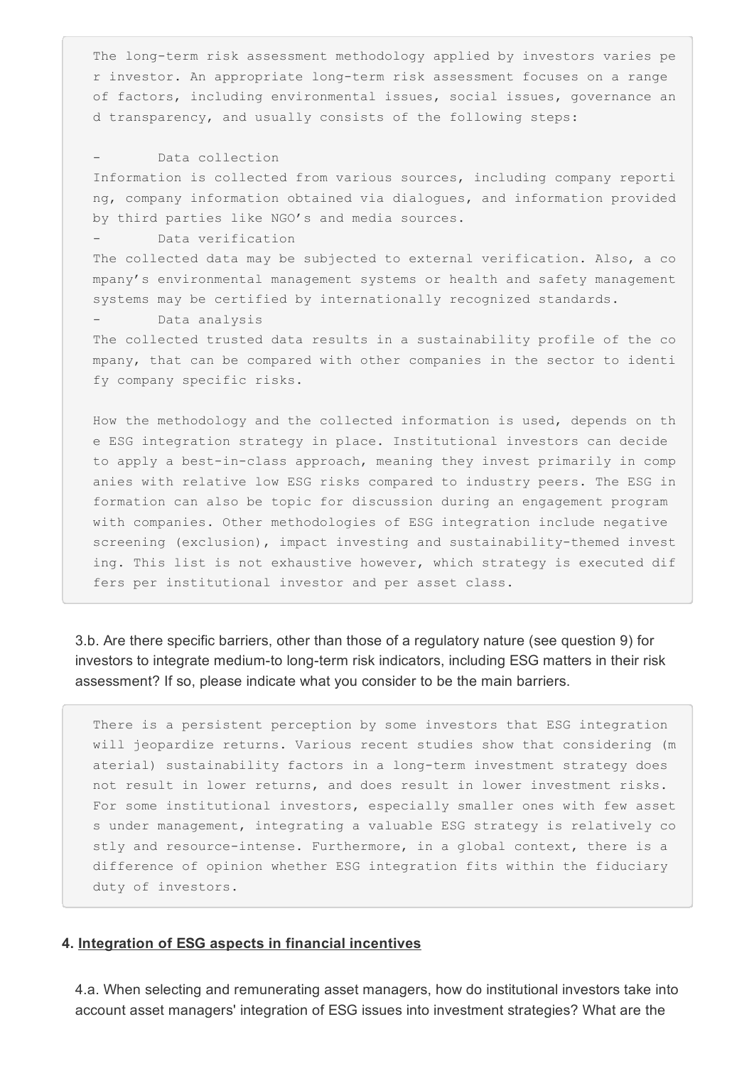The long-term risk assessment methodology applied by investors varies per investor. An appropriate long-term risk assessment focuses on a range of factors, including environmental issues, social issues, governance and transparency, and usually consists of the following steps:

- Data collection

Information is collected from various sources, including company reporting, company information obtained via dialogues, and information provided by third parties like NGO's and media sources.

- Data verification

The collected data may be subjected to external verification. Also, a company's environmental management systems or health and safety management systems may be certified by internationally recognized standards.

- Data analysis

The collected trusted data results in a sustainability profile of the company, that can be compared with other companies in the sector to identify company specific risks.

How the methodology and the collected information is used, depends on the ESG integration strategy in place. Institutional investors can decide to apply a best-in-class approach, meaning they invest primarily in companies with relative low ESG risks compared to industry peers. The ESG information can also be topic for discussion during an engagement program with companies. Other methodologies of ESG integration include negative screening (exclusion), impact investing and sustainability-themed investing. This list is not exhaustive however, which strategy is executed differs per institutional investor and per asset class.

3.b. Are there specific barriers, other than those of a regulatory nature (see question 9) for investors to integrate medium-to long-term risk indicators, including ESG matters in their risk assessment? If so, please indicate what you consider to be the main barriers.

There is a persistent perception by some investors that ESG integration will jeopardize returns. Various recent studies show that considering (material) sustainability factors in a long-term investment strategy does not result in lower returns, and does result in lower investment risks. For some institutional investors, especially smaller ones with few assets under management, integrating a valuable ESG strategy is relatively costly and resource-intense. Furthermore, in a global context, there is a difference of opinion whether ESG integration fits within the fiduciary duty of investors.

**4. Integration of ESG aspects in financial incentives**

4.a. When selecting and remunerating asset managers, how do institutional investors take into account asset managers' integration of ESG issues into investment strategies? What are the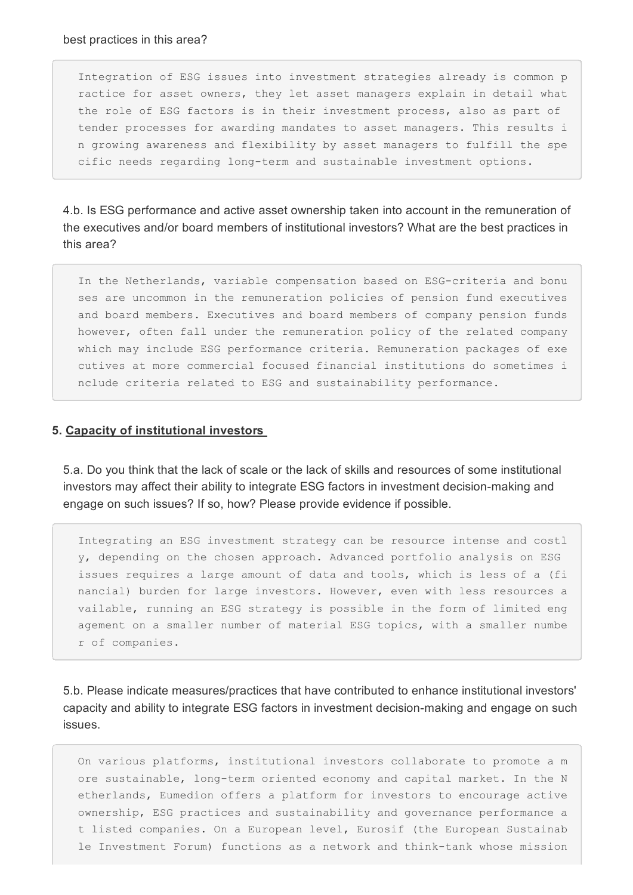best practices in this area?

> Integration of ESG issues into investment strategies already is common practice for asset owners, they let asset managers explain in detail what the role of ESG factors is in their investment process, also as part of tender processes for awarding mandates to asset managers. This results in growing awareness and flexibility by asset managers to fulfill the specific needs regarding long-term and sustainable investment options.

4.b. Is ESG performance and active asset ownership taken into account in the remuneration of the executives and/or board members of institutional investors? What are the best practices in this area?

> In the Netherlands, variable compensation based on ESG-criteria and bonuses are uncommon in the remuneration policies of pension fund executives and board members. Executives and board members of company pension funds however, often fall under the remuneration policy of the related company which may include ESG performance criteria. Remuneration packages of executives at more commercial focused financial institutions do sometimes include criteria related to ESG and sustainability performance.

**5. Capacity of institutional investors**

5.a. Do you think that the lack of scale or the lack of skills and resources of some institutional investors may affect their ability to integrate ESG factors in investment decision-making and engage on such issues? If so, how? Please provide evidence if possible.

> Integrating an ESG investment strategy can be resource intense and costly, depending on the chosen approach. Advanced portfolio analysis on ESG issues requires a large amount of data and tools, which is less of a (financial) burden for large investors. However, even with less resources available, running an ESG strategy is possible in the form of limited engagement on a smaller number of material ESG topics, with a smaller number of companies.

5.b. Please indicate measures/practices that have contributed to enhance institutional investors' capacity and ability to integrate ESG factors in investment decision-making and engage on such issues.

> On various platforms, institutional investors collaborate to promote a more sustainable, long-term oriented economy and capital market. In the Netherlands, Eumedion offers a platform for investors to encourage active ownership, ESG practices and sustainability and governance performance at listed companies. On a European level, Eurosif (the European Sustainable Investment Forum) functions as a network and think-tank whose mission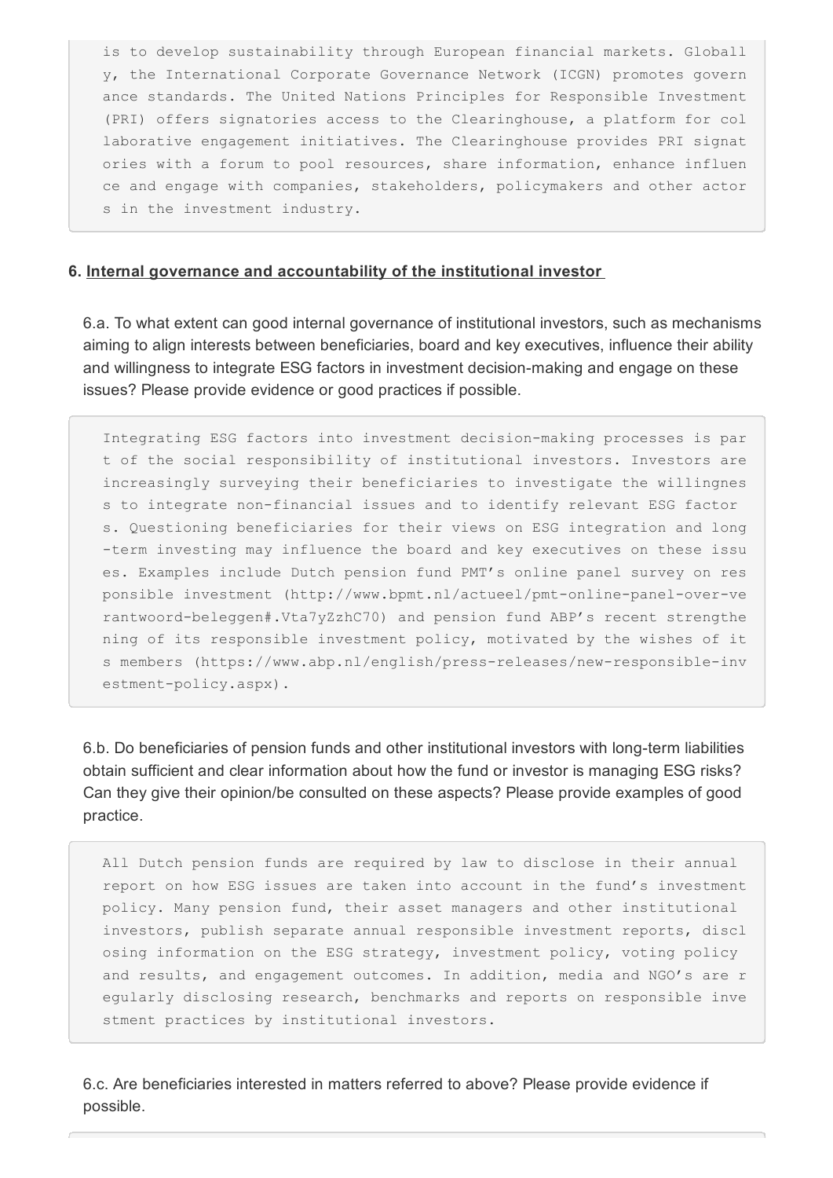is to develop sustainability through European financial markets. Globally, the International Corporate Governance Network (ICGN) promotes governance standards. The United Nations Principles for Responsible Investment (PRI) offers signatories access to the Clearinghouse, a platform for collaborative engagement initiatives. The Clearinghouse provides PRI signatories with a forum to pool resources, share information, enhance influence and engage with companies, stakeholders, policymakers and other actors in the investment industry.

**6. Internal governance and accountability of the institutional investor**

6.a. To what extent can good internal governance of institutional investors, such as mechanisms aiming to align interests between beneficiaries, board and key executives, influence their ability and willingness to integrate ESG factors in investment decision-making and engage on these issues? Please provide evidence or good practices if possible.

Integrating ESG factors into investment decision-making processes is part of the social responsibility of institutional investors. Investors are increasingly surveying their beneficiaries to investigate the willingness to integrate non-financial issues and to identify relevant ESG factors. Questioning beneficiaries for their views on ESG integration and long-term investing may influence the board and key executives on these issues. Examples include Dutch pension fund PMT's online panel survey on responsible investment (http://www.bpmt.nl/actueel/pmt-online-panel-over-verantwoord-beleggen#.Vta7yZzhC70) and pension fund ABP's recent strengthening of its responsible investment policy, motivated by the wishes of its members (https://www.abp.nl/english/press-releases/new-responsible-investment-policy.aspx).

6.b. Do beneficiaries of pension funds and other institutional investors with long-term liabilities obtain sufficient and clear information about how the fund or investor is managing ESG risks? Can they give their opinion/be consulted on these aspects? Please provide examples of good practice.

All Dutch pension funds are required by law to disclose in their annual report on how ESG issues are taken into account in the fund's investment policy. Many pension fund, their asset managers and other institutional investors, publish separate annual responsible investment reports, disclosing information on the ESG strategy, investment policy, voting policy and results, and engagement outcomes. In addition, media and NGO's are regularly disclosing research, benchmarks and reports on responsible investment practices by institutional investors.

6.c. Are beneficiaries interested in matters referred to above? Please provide evidence if possible.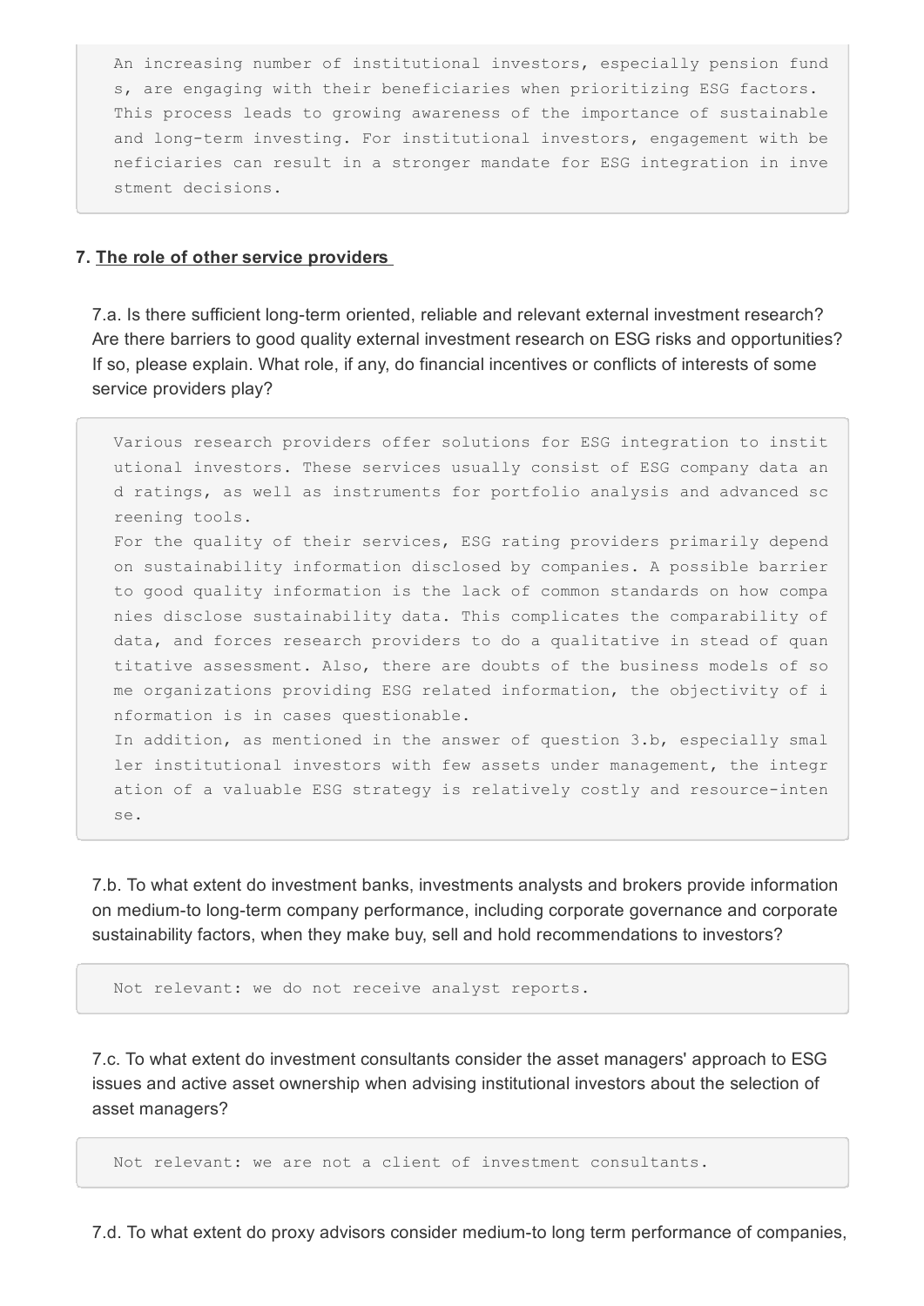```
An increasing number of institutional investors, especially pension fund
s, are engaging with their beneficiaries when prioritizing ESG factors.
This process leads to growing awareness of the importance of sustainable
and long-term investing. For institutional investors, engagement with be
neficiaries can result in a stronger mandate for ESG integration in inve
stment decisions.
```

**7. The role of other service providers**

7.a. Is there sufficient long-term oriented, reliable and relevant external investment research? Are there barriers to good quality external investment research on ESG risks and opportunities? If so, please explain. What role, if any, do financial incentives or conflicts of interests of some service providers play?

```
Various research providers offer solutions for ESG integration to instit
utional investors. These services usually consist of ESG company data an
d ratings, as well as instruments for portfolio analysis and advanced sc
reening tools.
For the quality of their services, ESG rating providers primarily depend
on sustainability information disclosed by companies. A possible barrier
to good quality information is the lack of common standards on how compa
nies disclose sustainability data. This complicates the comparability of
data, and forces research providers to do a qualitative in stead of quan
titative assessment. Also, there are doubts of the business models of so
me organizations providing ESG related information, the objectivity of i
nformation is in cases questionable.
In addition, as mentioned in the answer of question 3.b, especially smal
ler institutional investors with few assets under management, the integr
ation of a valuable ESG strategy is relatively costly and resource-inten
se.
```

7.b. To what extent do investment banks, investments analysts and brokers provide information on medium-to long-term company performance, including corporate governance and corporate sustainability factors, when they make buy, sell and hold recommendations to investors?

```
Not relevant: we do not receive analyst reports.
```

7.c. To what extent do investment consultants consider the asset managers' approach to ESG issues and active asset ownership when advising institutional investors about the selection of asset managers?

```
Not relevant: we are not a client of investment consultants.
```

7.d. To what extent do proxy advisors consider medium-to long term performance of companies,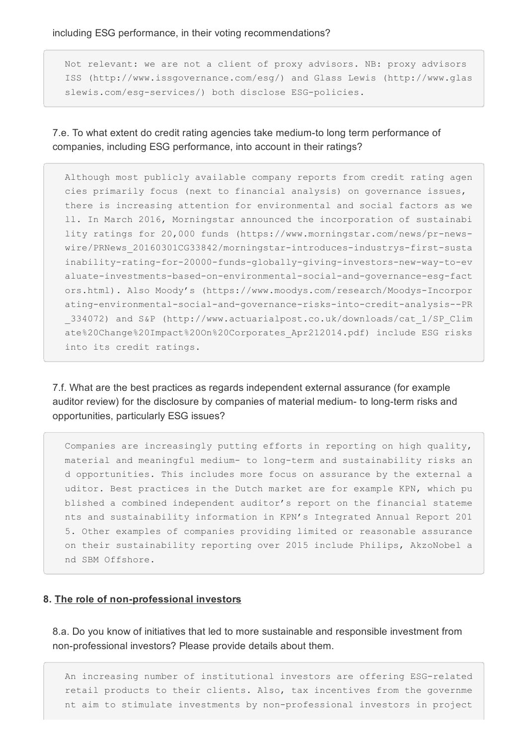including ESG performance, in their voting recommendations?

```
Not relevant: we are not a client of proxy advisors. NB: proxy advisors ISS (http://www.issgovernance.com/esg/) and Glass Lewis (http://www.glasslewis.com/esg-services/) both disclose ESG-policies.
```

7.e. To what extent do credit rating agencies take medium-to long term performance of companies, including ESG performance, into account in their ratings?

```
Although most publicly available company reports from credit rating agencies primarily focus (next to financial analysis) on governance issues, there is increasing attention for environmental and social factors as well. In March 2016, Morningstar announced the incorporation of sustainability ratings for 20,000 funds (https://www.morningstar.com/news/pr-news-wire/PRNews_20160301CG33842/morningstar-introduces-industrys-first-sustainability-rating-for-20000-funds-globally-giving-investors-new-way-to-evaluate-investments-based-on-environmental-social-and-governance-esg-factors.html). Also Moody's (https://www.moodys.com/research/Moodys-Incorporating-environmental-social-and-governance-risks-into-credit-analysis--PR_334072) and S&P (http://www.actuarialpost.co.uk/downloads/cat_1/SP_Climate%20Change%20Impact%20On%20Corporates_Apr212014.pdf) include ESG risks into its credit ratings.
```

7.f. What are the best practices as regards independent external assurance (for example auditor review) for the disclosure by companies of material medium- to long-term risks and opportunities, particularly ESG issues?

```
Companies are increasingly putting efforts in reporting on high quality, material and meaningful medium- to long-term and sustainability risks and opportunities. This includes more focus on assurance by the external auditor. Best practices in the Dutch market are for example KPN, which published a combined independent auditor's report on the financial statements and sustainability information in KPN's Integrated Annual Report 2015. Other examples of companies providing limited or reasonable assurance on their sustainability reporting over 2015 include Philips, AkzoNobel and SBM Offshore.
```

**8. The role of non-professional investors**

8.a. Do you know of initiatives that led to more sustainable and responsible investment from non-professional investors? Please provide details about them.

```
An increasing number of institutional investors are offering ESG-related retail products to their clients. Also, tax incentives from the government aim to stimulate investments by non-professional investors in project
```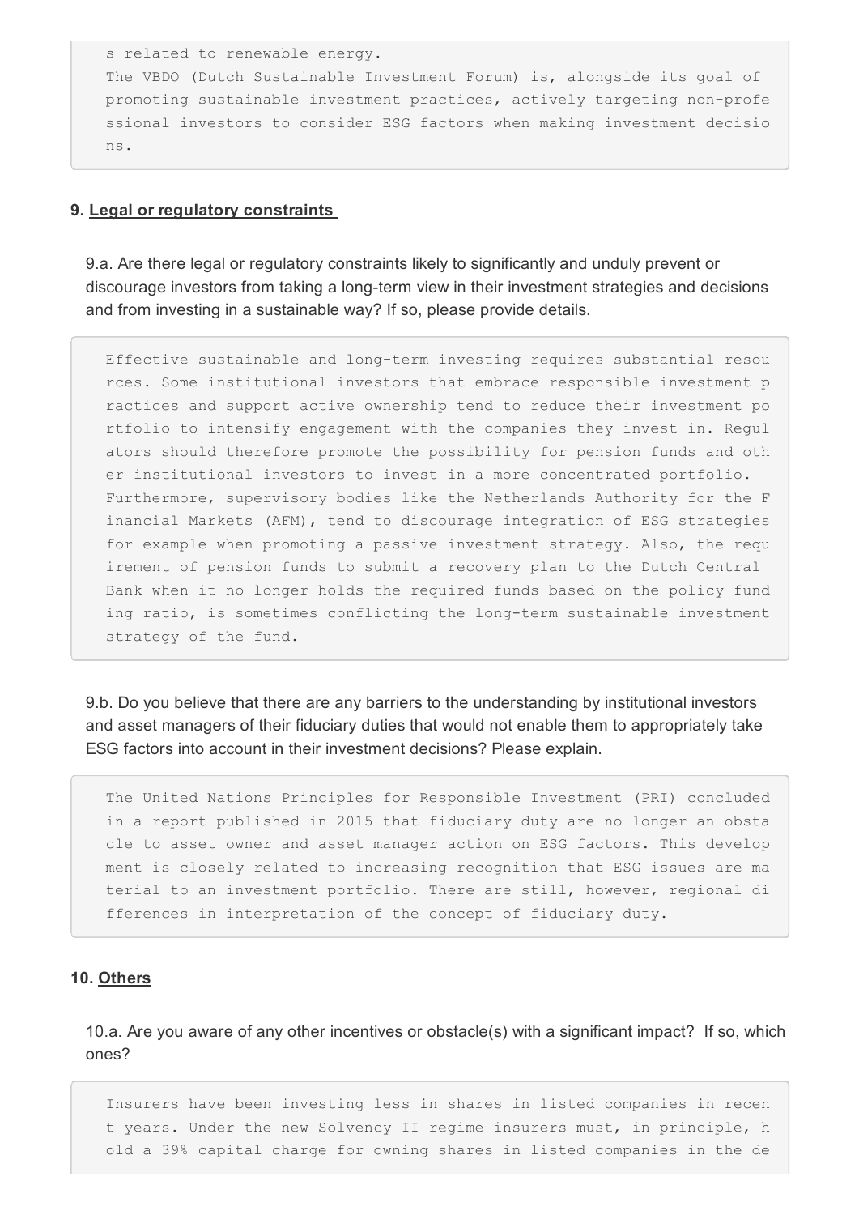s related to renewable energy.
The VBDO (Dutch Sustainable Investment Forum) is, alongside its goal of promoting sustainable investment practices, actively targeting non-professional investors to consider ESG factors when making investment decisions.

### 9. Legal or regulatory constraints

9.a. Are there legal or regulatory constraints likely to significantly and unduly prevent or discourage investors from taking a long-term view in their investment strategies and decisions and from investing in a sustainable way? If so, please provide details.

Effective sustainable and long-term investing requires substantial resources. Some institutional investors that embrace responsible investment practices and support active ownership tend to reduce their investment portfolio to intensify engagement with the companies they invest in. Regulators should therefore promote the possibility for pension funds and other institutional investors to invest in a more concentrated portfolio.
Furthermore, supervisory bodies like the Netherlands Authority for the Financial Markets (AFM), tend to discourage integration of ESG strategies for example when promoting a passive investment strategy. Also, the requirement of pension funds to submit a recovery plan to the Dutch Central Bank when it no longer holds the required funds based on the policy funding ratio, is sometimes conflicting the long-term sustainable investment strategy of the fund.

9.b. Do you believe that there are any barriers to the understanding by institutional investors and asset managers of their fiduciary duties that would not enable them to appropriately take ESG factors into account in their investment decisions? Please explain.

The United Nations Principles for Responsible Investment (PRI) concluded in a report published in 2015 that fiduciary duty are no longer an obstacle to asset owner and asset manager action on ESG factors. This development is closely related to increasing recognition that ESG issues are material to an investment portfolio. There are still, however, regional differences in interpretation of the concept of fiduciary duty.

### 10. Others

10.a. Are you aware of any other incentives or obstacle(s) with a significant impact? If so, which ones?

Insurers have been investing less in shares in listed companies in recent years. Under the new Solvency II regime insurers must, in principle, hold a 39% capital charge for owning shares in listed companies in the de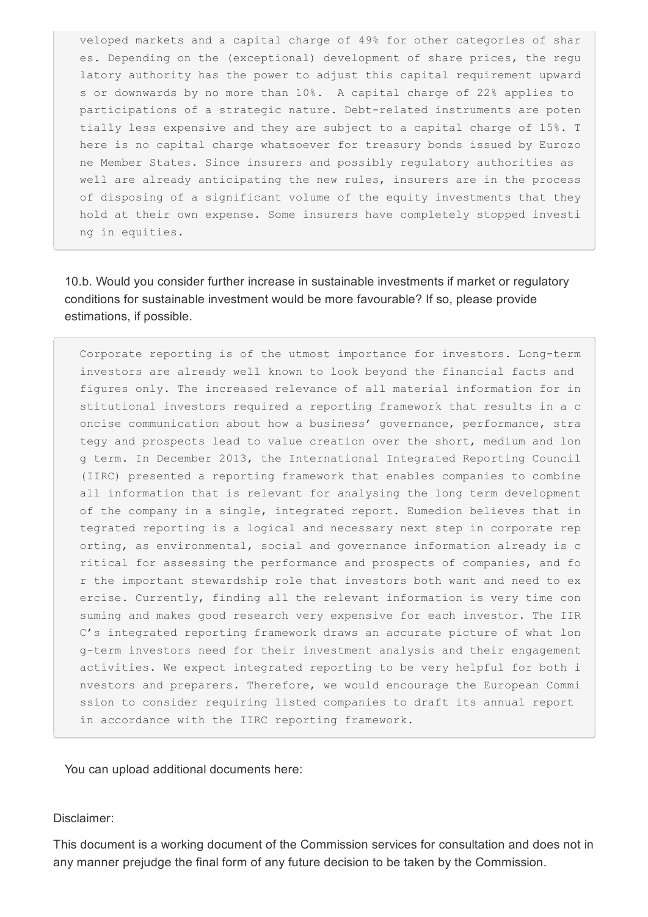veloped markets and a capital charge of 49% for other categories of shares. Depending on the (exceptional) development of share prices, the regulatory authority has the power to adjust this capital requirement upwards or downwards by no more than 10%. A capital charge of 22% applies to participations of a strategic nature. Debt-related instruments are potentially less expensive and they are subject to a capital charge of 15%. There is no capital charge whatsoever for treasury bonds issued by Eurozone Member States. Since insurers and possibly regulatory authorities as well are already anticipating the new rules, insurers are in the process of disposing of a significant volume of the equity investments that they hold at their own expense. Some insurers have completely stopped investing in equities.

10.b. Would you consider further increase in sustainable investments if market or regulatory conditions for sustainable investment would be more favourable? If so, please provide estimations, if possible.

Corporate reporting is of the utmost importance for investors. Long-term investors are already well known to look beyond the financial facts and figures only. The increased relevance of all material information for institutional investors required a reporting framework that results in a concise communication about how a business' governance, performance, strategy and prospects lead to value creation over the short, medium and long term. In December 2013, the International Integrated Reporting Council (IIRC) presented a reporting framework that enables companies to combine all information that is relevant for analysing the long term development of the company in a single, integrated report. Eumedion believes that integrated reporting is a logical and necessary next step in corporate reporting, as environmental, social and governance information already is critical for assessing the performance and prospects of companies, and for the important stewardship role that investors both want and need to exercise. Currently, finding all the relevant information is very time consuming and makes good research very expensive for each investor. The IIRC's integrated reporting framework draws an accurate picture of what long-term investors need for their investment analysis and their engagement activities. We expect integrated reporting to be very helpful for both investors and preparers. Therefore, we would encourage the European Commission to consider requiring listed companies to draft its annual report in accordance with the IIRC reporting framework.

You can upload additional documents here:

Disclaimer:

This document is a working document of the Commission services for consultation and does not in any manner prejudge the final form of any future decision to be taken by the Commission.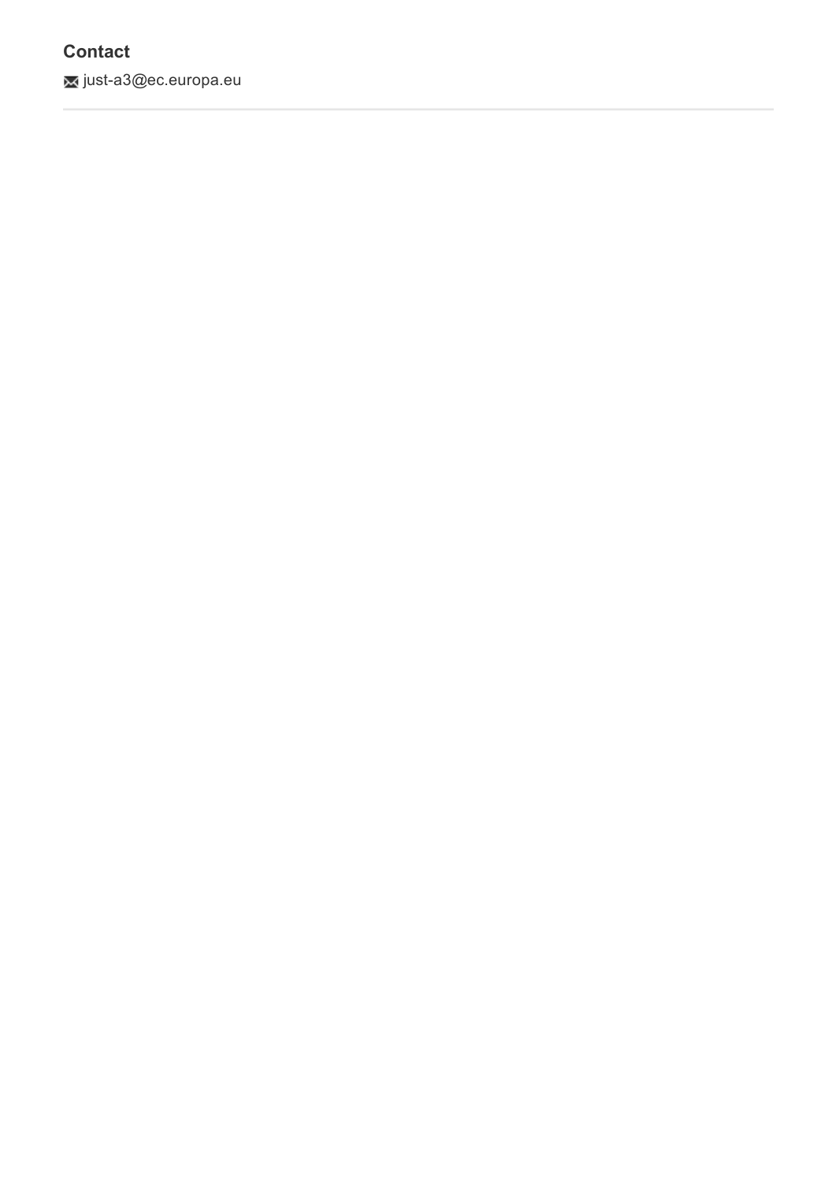### Contact

just-a3@ec.europa.eu

---